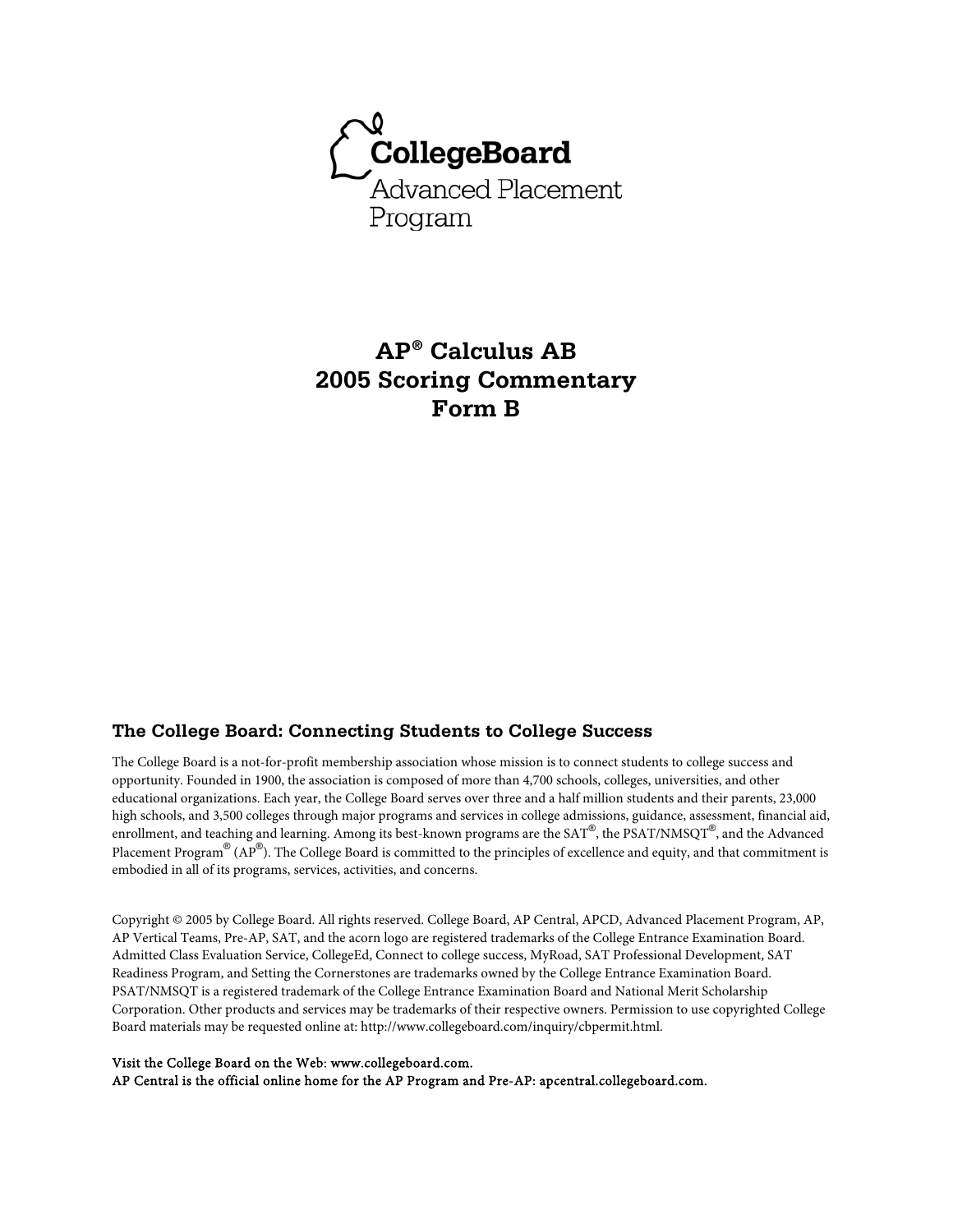CollegeBoard
Advanced Placement Program

# AP® Calculus AB 2005 Scoring Commentary Form B

## The College Board: Connecting Students to College Success

The College Board is a not-for-profit membership association whose mission is to connect students to college success and opportunity. Founded in 1900, the association is composed of more than 4,700 schools, colleges, universities, and other educational organizations. Each year, the College Board serves over three and a half million students and their parents, 23,000 high schools, and 3,500 colleges through major programs and services in college admissions, guidance, assessment, financial aid, enrollment, and teaching and learning. Among its best-known programs are the SAT®, the PSAT/NMSQT®, and the Advanced Placement Program® (AP®). The College Board is committed to the principles of excellence and equity, and that commitment is embodied in all of its programs, services, activities, and concerns.

Copyright © 2005 by College Board. All rights reserved. College Board, AP Central, APCD, Advanced Placement Program, AP, AP Vertical Teams, Pre-AP, SAT, and the acorn logo are registered trademarks of the College Entrance Examination Board. Admitted Class Evaluation Service, CollegeEd, Connect to college success, MyRoad, SAT Professional Development, SAT Readiness Program, and Setting the Cornerstones are trademarks owned by the College Entrance Examination Board. PSAT/NMSQT is a registered trademark of the College Entrance Examination Board and National Merit Scholarship Corporation. Other products and services may be trademarks of their respective owners. Permission to use copyrighted College Board materials may be requested online at: http://www.collegeboard.com/inquiry/cbpermit.html.

Visit the College Board on the Web: www.collegeboard.com.
AP Central is the official online home for the AP Program and Pre-AP: apcentral.collegeboard.com.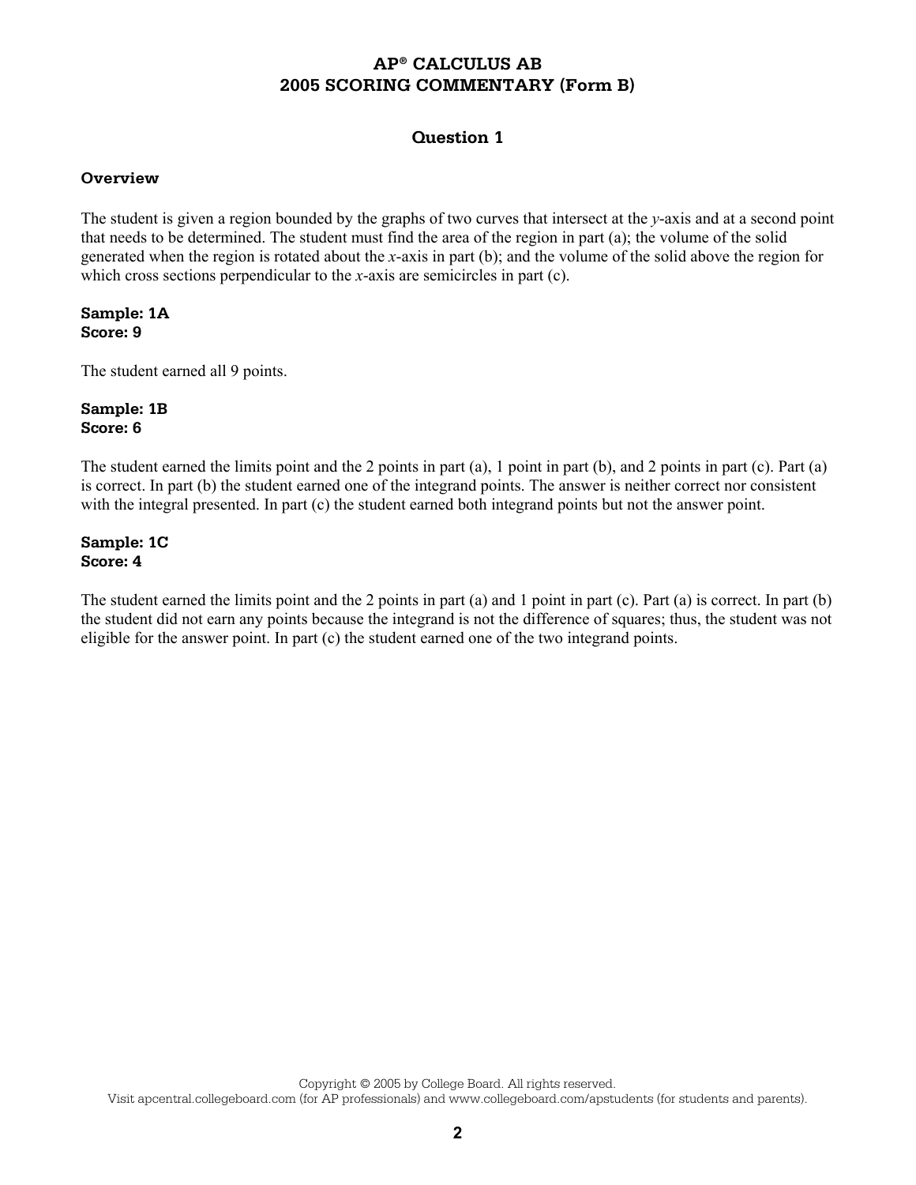# AP® CALCULUS AB
# 2005 SCORING COMMENTARY (Form B)

## Question 1

### Overview

The student is given a region bounded by the graphs of two curves that intersect at the *y*-axis and at a second point that needs to be determined. The student must find the area of the region in part (a); the volume of the solid generated when the region is rotated about the *x*-axis in part (b); and the volume of the solid above the region for which cross sections perpendicular to the *x*-axis are semicircles in part (c).

**Sample: 1A**
**Score: 9**

The student earned all 9 points.

**Sample: 1B**
**Score: 6**

The student earned the limits point and the 2 points in part (a), 1 point in part (b), and 2 points in part (c). Part (a) is correct. In part (b) the student earned one of the integrand points. The answer is neither correct nor consistent with the integral presented. In part (c) the student earned both integrand points but not the answer point.

**Sample: 1C**
**Score: 4**

The student earned the limits point and the 2 points in part (a) and 1 point in part (c). Part (a) is correct. In part (b) the student did not earn any points because the integrand is not the difference of squares; thus, the student was not eligible for the answer point. In part (c) the student earned one of the two integrand points.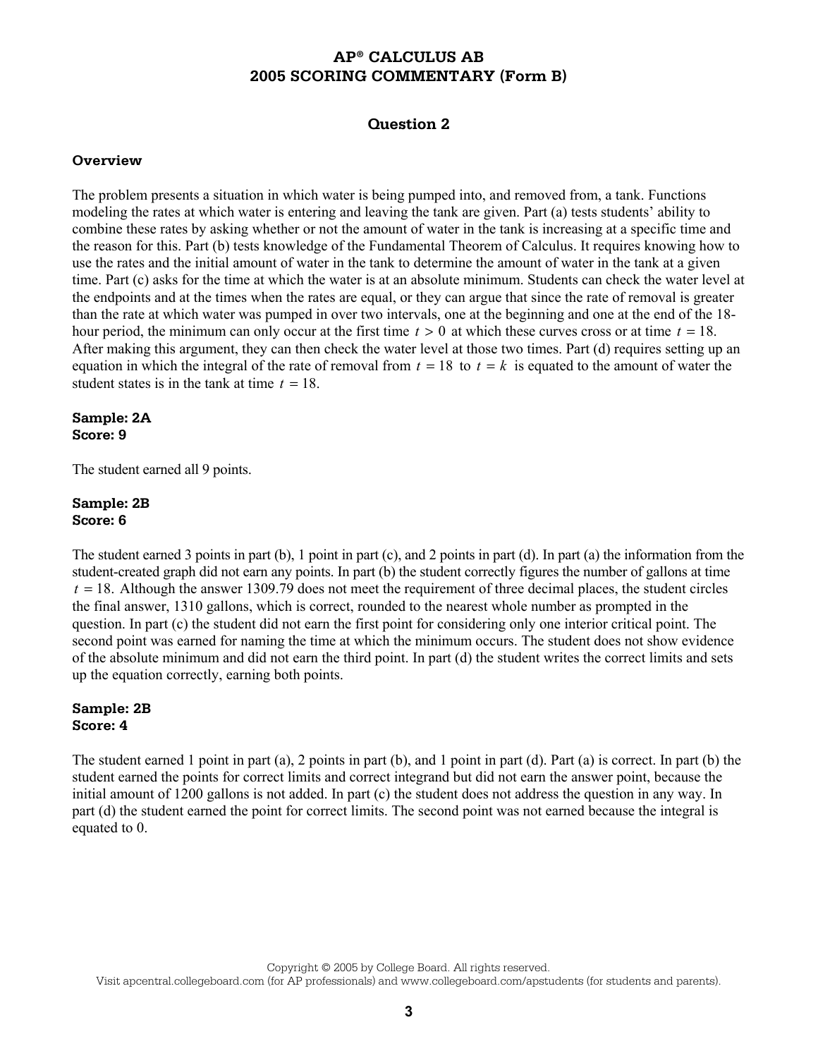# AP® CALCULUS AB
# 2005 SCORING COMMENTARY (Form B)

## Question 2

### Overview

The problem presents a situation in which water is being pumped into, and removed from, a tank. Functions modeling the rates at which water is entering and leaving the tank are given. Part (a) tests students' ability to combine these rates by asking whether or not the amount of water in the tank is increasing at a specific time and the reason for this. Part (b) tests knowledge of the Fundamental Theorem of Calculus. It requires knowing how to use the rates and the initial amount of water in the tank to determine the amount of water in the tank at a given time. Part (c) asks for the time at which the water is at an absolute minimum. Students can check the water level at the endpoints and at the times when the rates are equal, or they can argue that since the rate of removal is greater than the rate at which water was pumped in over two intervals, one at the beginning and one at the end of the 18-hour period, the minimum can only occur at the first time $t > 0$ at which these curves cross or at time $t = 18$. After making this argument, they can then check the water level at those two times. Part (d) requires setting up an equation in which the integral of the rate of removal from $t = 18$ to $t = k$ is equated to the amount of water the student states is in the tank at time $t = 18$.

**Sample: 2A**
**Score: 9**

The student earned all 9 points.

**Sample: 2B**
**Score: 6**

The student earned 3 points in part (b), 1 point in part (c), and 2 points in part (d). In part (a) the information from the student-created graph did not earn any points. In part (b) the student correctly figures the number of gallons at time $t = 18$. Although the answer 1309.79 does not meet the requirement of three decimal places, the student circles the final answer, 1310 gallons, which is correct, rounded to the nearest whole number as prompted in the question. In part (c) the student did not earn the first point for considering only one interior critical point. The second point was earned for naming the time at which the minimum occurs. The student does not show evidence of the absolute minimum and did not earn the third point. In part (d) the student writes the correct limits and sets up the equation correctly, earning both points.

**Sample: 2B**
**Score: 4**

The student earned 1 point in part (a), 2 points in part (b), and 1 point in part (d). Part (a) is correct. In part (b) the student earned the points for correct limits and correct integrand but did not earn the answer point, because the initial amount of 1200 gallons is not added. In part (c) the student does not address the question in any way. In part (d) the student earned the point for correct limits. The second point was not earned because the integral is equated to 0.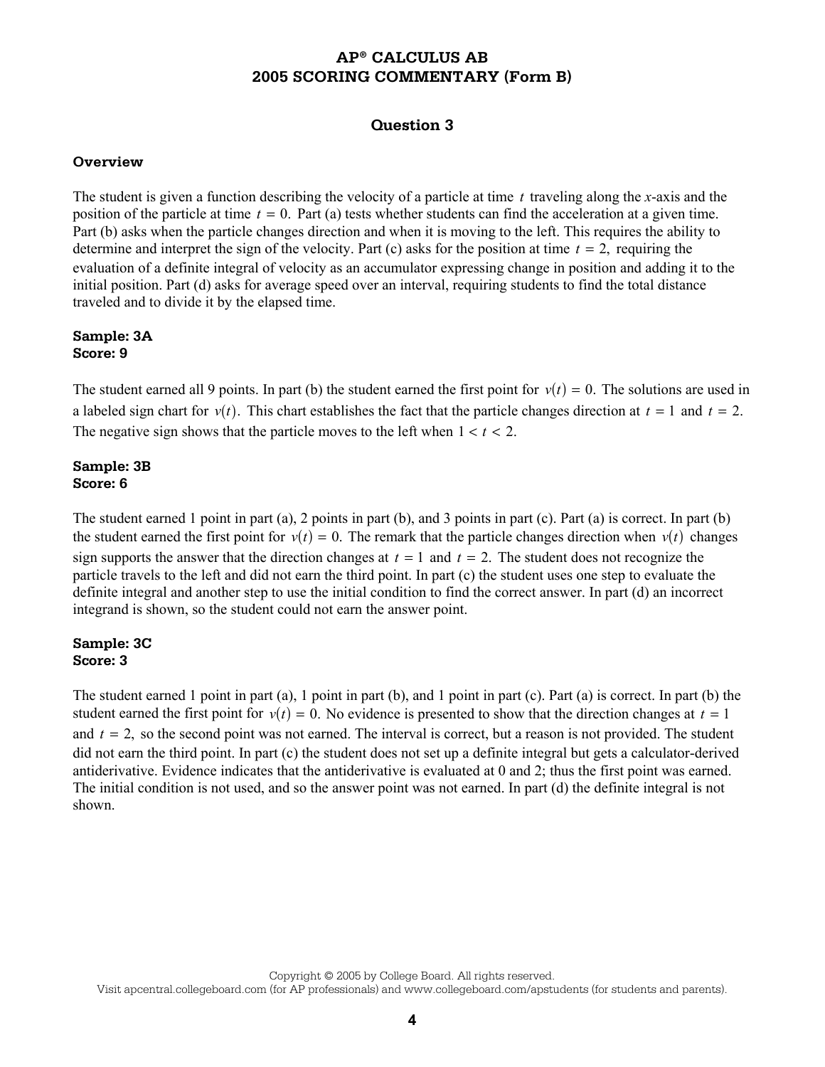# AP® CALCULUS AB
# 2005 SCORING COMMENTARY (Form B)

## Question 3

### Overview

The student is given a function describing the velocity of a particle at time $t$ traveling along the $x$-axis and the position of the particle at time $t = 0$. Part (a) tests whether students can find the acceleration at a given time. Part (b) asks when the particle changes direction and when it is moving to the left. This requires the ability to determine and interpret the sign of the velocity. Part (c) asks for the position at time $t = 2$, requiring the evaluation of a definite integral of velocity as an accumulator expressing change in position and adding it to the initial position. Part (d) asks for average speed over an interval, requiring students to find the total distance traveled and to divide it by the elapsed time.

**Sample: 3A**
**Score: 9**

The student earned all 9 points. In part (b) the student earned the first point for $v(t) = 0$. The solutions are used in a labeled sign chart for $v(t)$. This chart establishes the fact that the particle changes direction at $t = 1$ and $t = 2$. The negative sign shows that the particle moves to the left when $1 < t < 2$.

**Sample: 3B**
**Score: 6**

The student earned 1 point in part (a), 2 points in part (b), and 3 points in part (c). Part (a) is correct. In part (b) the student earned the first point for $v(t) = 0$. The remark that the particle changes direction when $v(t)$ changes sign supports the answer that the direction changes at $t = 1$ and $t = 2$. The student does not recognize the particle travels to the left and did not earn the third point. In part (c) the student uses one step to evaluate the definite integral and another step to use the initial condition to find the correct answer. In part (d) an incorrect integrand is shown, so the student could not earn the answer point.

**Sample: 3C**
**Score: 3**

The student earned 1 point in part (a), 1 point in part (b), and 1 point in part (c). Part (a) is correct. In part (b) the student earned the first point for $v(t) = 0$. No evidence is presented to show that the direction changes at $t = 1$ and $t = 2$, so the second point was not earned. The interval is correct, but a reason is not provided. The student did not earn the third point. In part (c) the student does not set up a definite integral but gets a calculator-derived antiderivative. Evidence indicates that the antiderivative is evaluated at 0 and 2; thus the first point was earned. The initial condition is not used, and so the answer point was not earned. In part (d) the definite integral is not shown.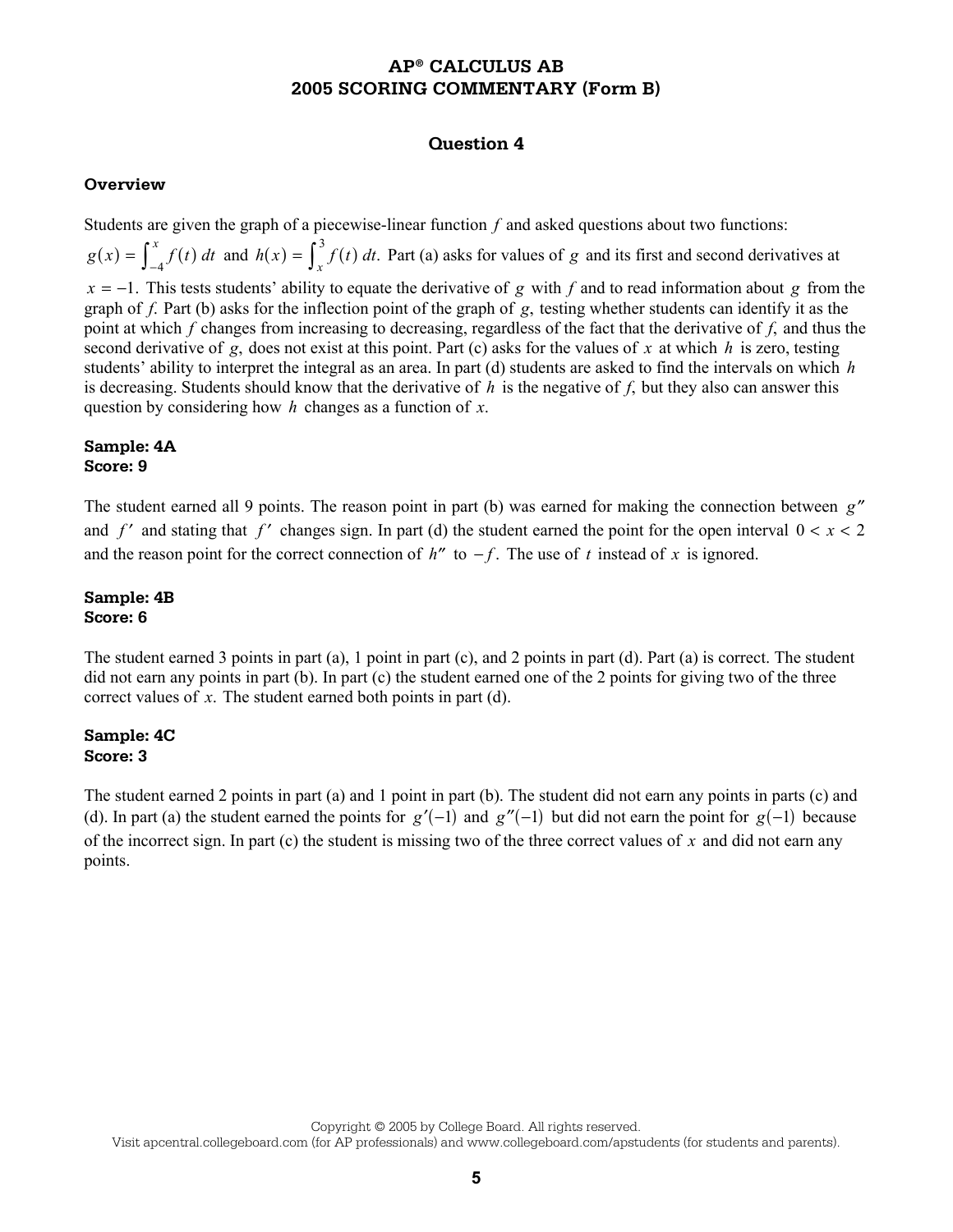# AP® CALCULUS AB
# 2005 SCORING COMMENTARY (Form B)

## Question 4

### Overview

Students are given the graph of a piecewise-linear function $f$ and asked questions about two functions: $g(x) = \int_{-4}^{x} f(t)\,dt$ and $h(x) = \int_{x}^{3} f(t)\,dt$. Part (a) asks for values of $g$ and its first and second derivatives at $x = -1$. This tests students' ability to equate the derivative of $g$ with $f$ and to read information about $g$ from the graph of $f$. Part (b) asks for the inflection point of the graph of $g$, testing whether students can identify it as the point at which $f$ changes from increasing to decreasing, regardless of the fact that the derivative of $f$, and thus the second derivative of $g$, does not exist at this point. Part (c) asks for the values of $x$ at which $h$ is zero, testing students' ability to interpret the integral as an area. In part (d) students are asked to find the intervals on which $h$ is decreasing. Students should know that the derivative of $h$ is the negative of $f$, but they also can answer this question by considering how $h$ changes as a function of $x$.

**Sample: 4A**
**Score: 9**

The student earned all 9 points. The reason point in part (b) was earned for making the connection between $g''$ and $f'$ and stating that $f'$ changes sign. In part (d) the student earned the point for the open interval $0 < x < 2$ and the reason point for the correct connection of $h''$ to $-f$. The use of $t$ instead of $x$ is ignored.

**Sample: 4B**
**Score: 6**

The student earned 3 points in part (a), 1 point in part (c), and 2 points in part (d). Part (a) is correct. The student did not earn any points in part (b). In part (c) the student earned one of the 2 points for giving two of the three correct values of $x$. The student earned both points in part (d).

**Sample: 4C**
**Score: 3**

The student earned 2 points in part (a) and 1 point in part (b). The student did not earn any points in parts (c) and (d). In part (a) the student earned the points for $g'(-1)$ and $g''(-1)$ but did not earn the point for $g(-1)$ because of the incorrect sign. In part (c) the student is missing two of the three correct values of $x$ and did not earn any points.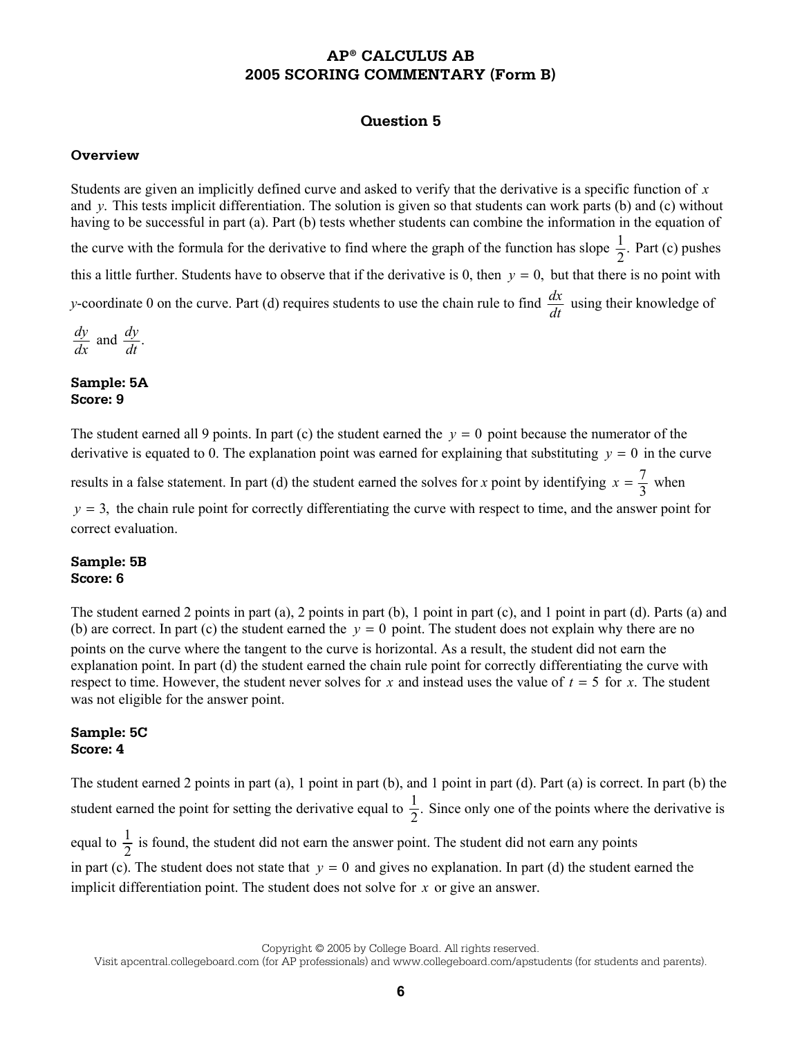# AP® CALCULUS AB
## 2005 SCORING COMMENTARY (Form B)

### Question 5

**Overview**

Students are given an implicitly defined curve and asked to verify that the derivative is a specific function of $x$ and $y$. This tests implicit differentiation. The solution is given so that students can work parts (b) and (c) without having to be successful in part (a). Part (b) tests whether students can combine the information in the equation of the curve with the formula for the derivative to find where the graph of the function has slope $\frac{1}{2}$. Part (c) pushes this a little further. Students have to observe that if the derivative is 0, then $y = 0$, but that there is no point with $y$-coordinate 0 on the curve. Part (d) requires students to use the chain rule to find $\frac{dx}{dt}$ using their knowledge of $\frac{dy}{dx}$ and $\frac{dy}{dt}$.

**Sample: 5A**
**Score: 9**

The student earned all 9 points. In part (c) the student earned the $y = 0$ point because the numerator of the derivative is equated to 0. The explanation point was earned for explaining that substituting $y = 0$ in the curve results in a false statement. In part (d) the student earned the solves for $x$ point by identifying $x = \frac{7}{3}$ when $y = 3$, the chain rule point for correctly differentiating the curve with respect to time, and the answer point for correct evaluation.

**Sample: 5B**
**Score: 6**

The student earned 2 points in part (a), 2 points in part (b), 1 point in part (c), and 1 point in part (d). Parts (a) and (b) are correct. In part (c) the student earned the $y = 0$ point. The student does not explain why there are no points on the curve where the tangent to the curve is horizontal. As a result, the student did not earn the explanation point. In part (d) the student earned the chain rule point for correctly differentiating the curve with respect to time. However, the student never solves for $x$ and instead uses the value of $t = 5$ for $x$. The student was not eligible for the answer point.

**Sample: 5C**
**Score: 4**

The student earned 2 points in part (a), 1 point in part (b), and 1 point in part (d). Part (a) is correct. In part (b) the student earned the point for setting the derivative equal to $\frac{1}{2}$. Since only one of the points where the derivative is equal to $\frac{1}{2}$ is found, the student did not earn the answer point. The student did not earn any points in part (c). The student does not state that $y = 0$ and gives no explanation. In part (d) the student earned the implicit differentiation point. The student does not solve for $x$ or give an answer.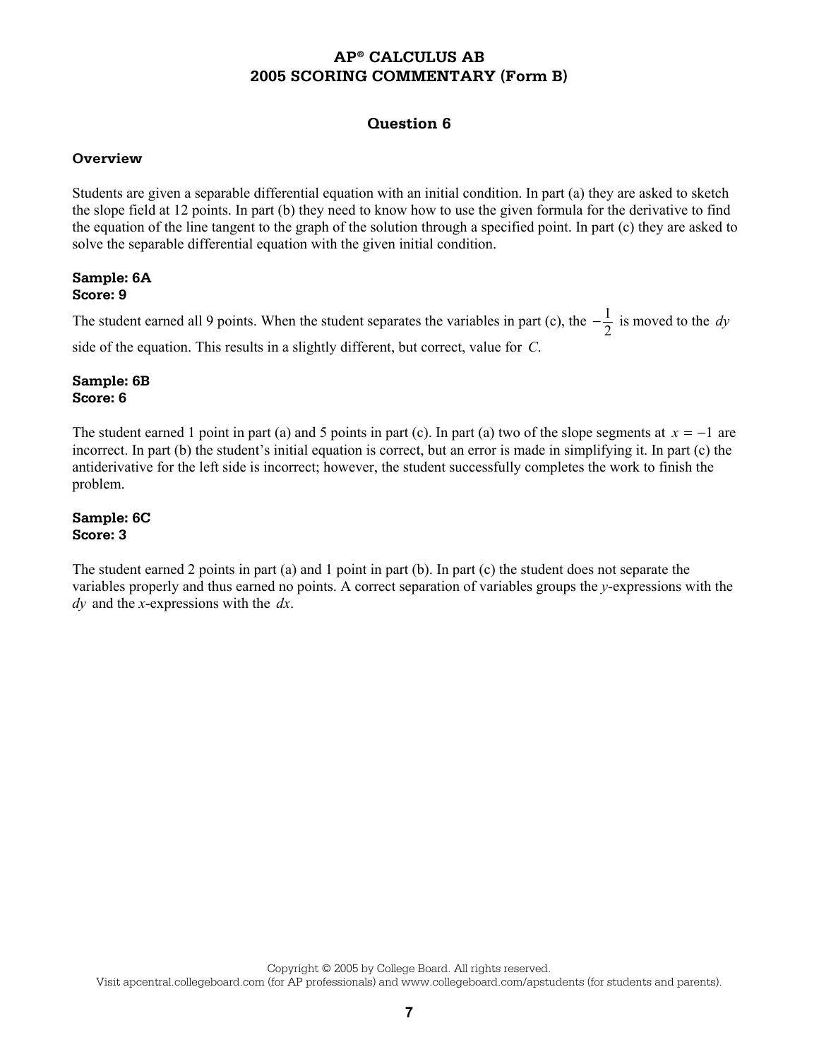# AP® CALCULUS AB
# 2005 SCORING COMMENTARY (Form B)

## Question 6

### Overview

Students are given a separable differential equation with an initial condition. In part (a) they are asked to sketch the slope field at 12 points. In part (b) they need to know how to use the given formula for the derivative to find the equation of the line tangent to the graph of the solution through a specified point. In part (c) they are asked to solve the separable differential equation with the given initial condition.

**Sample: 6A**
**Score: 9**

The student earned all 9 points. When the student separates the variables in part (c), the $-\frac{1}{2}$ is moved to the $dy$ side of the equation. This results in a slightly different, but correct, value for $C$.

**Sample: 6B**
**Score: 6**

The student earned 1 point in part (a) and 5 points in part (c). In part (a) two of the slope segments at $x = -1$ are incorrect. In part (b) the student's initial equation is correct, but an error is made in simplifying it. In part (c) the antiderivative for the left side is incorrect; however, the student successfully completes the work to finish the problem.

**Sample: 6C**
**Score: 3**

The student earned 2 points in part (a) and 1 point in part (b). In part (c) the student does not separate the variables properly and thus earned no points. A correct separation of variables groups the $y$-expressions with the $dy$ and the $x$-expressions with the $dx$.